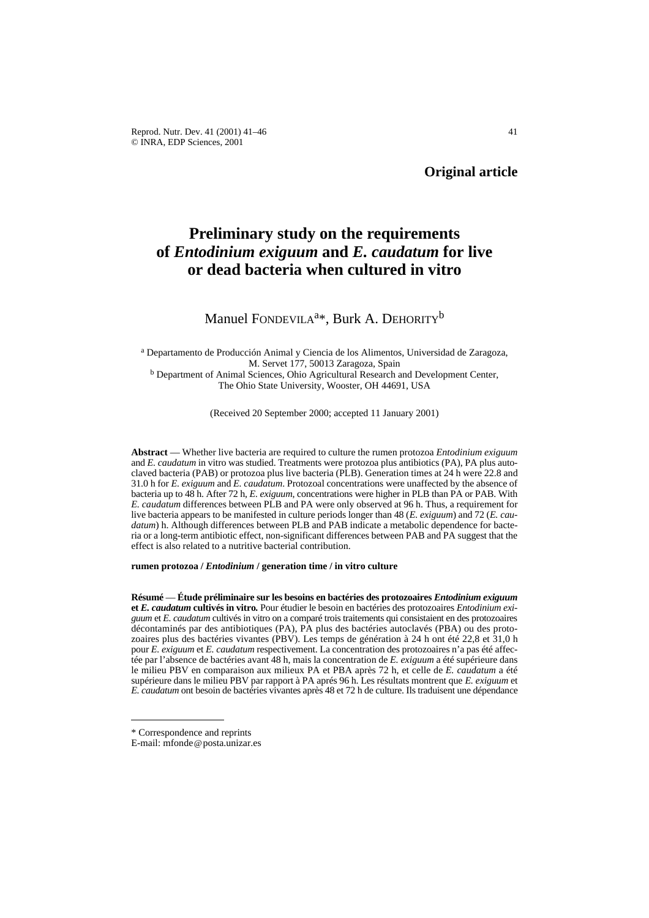**Original article**

# Preliminary study on the requirements of *Entodinium exiguum* and *E. caudatum* for live or dead bacteria when cultured in vitro

Manuel Fondevila[a*], Burk A. Dehority[b]

[a] Departamento de Producción Animal y Ciencia de los Alimentos, Universidad de Zaragoza, M. Servet 177, 50013 Zaragoza, Spain
[b] Department of Animal Sciences, Ohio Agricultural Research and Development Center, The Ohio State University, Wooster, OH 44691, USA

(Received 20 September 2000; accepted 11 January 2001)

**Abstract** — Whether live bacteria are required to culture the rumen protozoa *Entodinium exiguum* and *E. caudatum* in vitro was studied. Treatments were protozoa plus antibiotics (PA), PA plus autoclaved bacteria (PAB) or protozoa plus live bacteria (PLB). Generation times at 24 h were 22.8 and 31.0 h for *E. exiguum* and *E. caudatum*. Protozoal concentrations were unaffected by the absence of bacteria up to 48 h. After 72 h, *E. exiguum*, concentrations were higher in PLB than PA or PAB. With *E. caudatum* differences between PLB and PA were only observed at 96 h. Thus, a requirement for live bacteria appears to be manifested in culture periods longer than 48 (*E. exiguum*) and 72 (*E. caudatum*) h. Although differences between PLB and PAB indicate a metabolic dependence for bacteria or a long-term antibiotic effect, non-significant differences between PAB and PA suggest that the effect is also related to a nutritive bacterial contribution.

**rumen protozoa / *Entodinium* / generation time / in vitro culture**

**Résumé** — **Étude préliminaire sur les besoins en bactéries des protozoaires *Entodinium exiguum* et *E. caudatum* cultivés in vitro.** Pour étudier le besoin en bactéries des protozoaires *Entodinium exiguum* et *E. caudatum* cultivés in vitro on a comparé trois traitements qui consistaient en des protozoaires décontaminés par des antibiotiques (PA), PA plus des bactéries autoclavés (PBA) ou des protozoaires plus des bactéries vivantes (PBV). Les temps de génération à 24 h ont été 22,8 et 31,0 h pour *E. exiguum* et *E. caudatum* respectivement. La concentration des protozoaires n'a pas été affectée par l'absence de bactéries avant 48 h, mais la concentration de *E. exiguum* a été supérieure dans le milieu PBV en comparaison aux milieux PA et PBA après 72 h, et celle de *E. caudatum* a été supérieure dans le milieu PBV par rapport à PA aprés 96 h. Les résultats montrent que *E. exiguum* et *E. caudatum* ont besoin de bactéries vivantes après 48 et 72 h de culture. Ils traduisent une dépendance

\* Correspondence and reprints
E-mail: mfonde@posta.unizar.es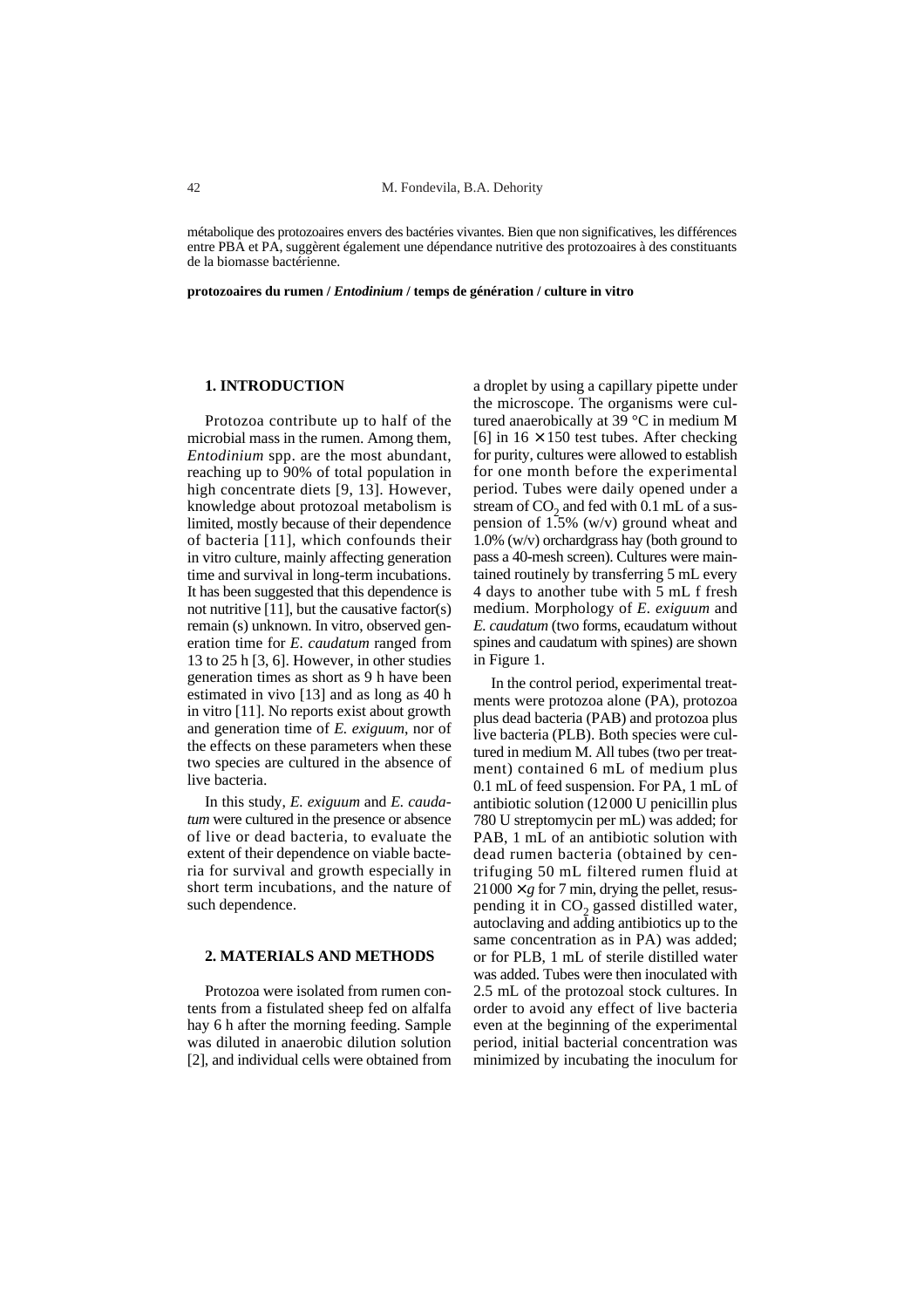métabolique des protozoaires envers des bactéries vivantes. Bien que non significatives, les différences entre PBA et PA, suggèrent également une dépendance nutritive des protozoaires à des constituants de la biomasse bactérienne.

**protozoaires du rumen / *Entodinium* / temps de génération / culture in vitro**

## 1. INTRODUCTION

Protozoa contribute up to half of the microbial mass in the rumen. Among them, *Entodinium* spp. are the most abundant, reaching up to 90% of total population in high concentrate diets [9, 13]. However, knowledge about protozoal metabolism is limited, mostly because of their dependence of bacteria [11], which confounds their in vitro culture, mainly affecting generation time and survival in long-term incubations. It has been suggested that this dependence is not nutritive [11], but the causative factor(s) remain (s) unknown. In vitro, observed generation time for *E. caudatum* ranged from 13 to 25 h [3, 6]. However, in other studies generation times as short as 9 h have been estimated in vivo [13] and as long as 40 h in vitro [11]. No reports exist about growth and generation time of *E. exiguum*, nor of the effects on these parameters when these two species are cultured in the absence of live bacteria.

In this study, *E. exiguum* and *E. caudatum* were cultured in the presence or absence of live or dead bacteria, to evaluate the extent of their dependence on viable bacteria for survival and growth especially in short term incubations, and the nature of such dependence.

## 2. MATERIALS AND METHODS

Protozoa were isolated from rumen contents from a fistulated sheep fed on alfalfa hay 6 h after the morning feeding. Sample was diluted in anaerobic dilution solution [2], and individual cells were obtained from a droplet by using a capillary pipette under the microscope. The organisms were cultured anaerobically at 39 °C in medium M [6] in 16 × 150 test tubes. After checking for purity, cultures were allowed to establish for one month before the experimental period. Tubes were daily opened under a stream of $CO_2$ and fed with 0.1 mL of a suspension of 1.5% (w/v) ground wheat and 1.0% (w/v) orchardgrass hay (both ground to pass a 40-mesh screen). Cultures were maintained routinely by transferring 5 mL every 4 days to another tube with 5 mL f fresh medium. Morphology of *E. exiguum* and *E. caudatum* (two forms, ecaudatum without spines and caudatum with spines) are shown in Figure 1.

In the control period, experimental treatments were protozoa alone (PA), protozoa plus dead bacteria (PAB) and protozoa plus live bacteria (PLB). Both species were cultured in medium M. All tubes (two per treatment) contained 6 mL of medium plus 0.1 mL of feed suspension. For PA, 1 mL of antibiotic solution (12 000 U penicillin plus 780 U streptomycin per mL) was added; for PAB, 1 mL of an antibiotic solution with dead rumen bacteria (obtained by centrifuging 50 mL filtered rumen fluid at 21 000 × *g* for 7 min, drying the pellet, resuspending it in $CO_2$ gassed distilled water, autoclaving and adding antibiotics up to the same concentration as in PA) was added; or for PLB, 1 mL of sterile distilled water was added. Tubes were then inoculated with 2.5 mL of the protozoal stock cultures. In order to avoid any effect of live bacteria even at the beginning of the experimental period, initial bacterial concentration was minimized by incubating the inoculum for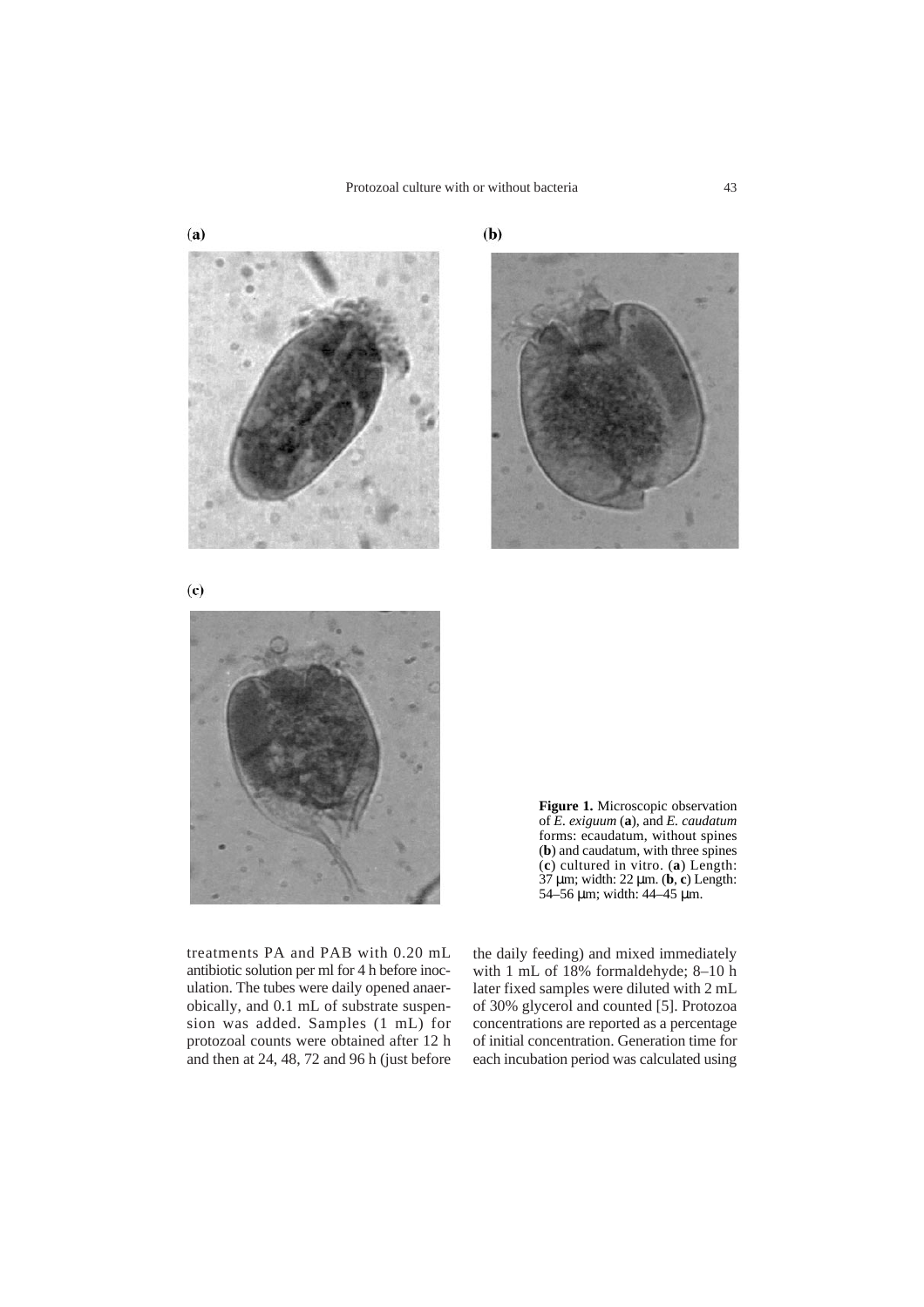(a)

(b)

(c)

**Figure 1.** Microscopic observation of *E. exiguum* (**a**), and *E. caudatum* forms: ecaudatum, without spines (**b**) and caudatum, with three spines (**c**) cultured in vitro. (**a**) Length: 37 μm; width: 22 μm. (**b**, **c**) Length: 54–56 μm; width: 44–45 μm.

treatments PA and PAB with 0.20 mL antibiotic solution per ml for 4 h before inoculation. The tubes were daily opened anaerobically, and 0.1 mL of substrate suspension was added. Samples (1 mL) for protozoal counts were obtained after 12 h and then at 24, 48, 72 and 96 h (just before the daily feeding) and mixed immediately with 1 mL of 18% formaldehyde; 8–10 h later fixed samples were diluted with 2 mL of 30% glycerol and counted [5]. Protozoa concentrations are reported as a percentage of initial concentration. Generation time for each incubation period was calculated using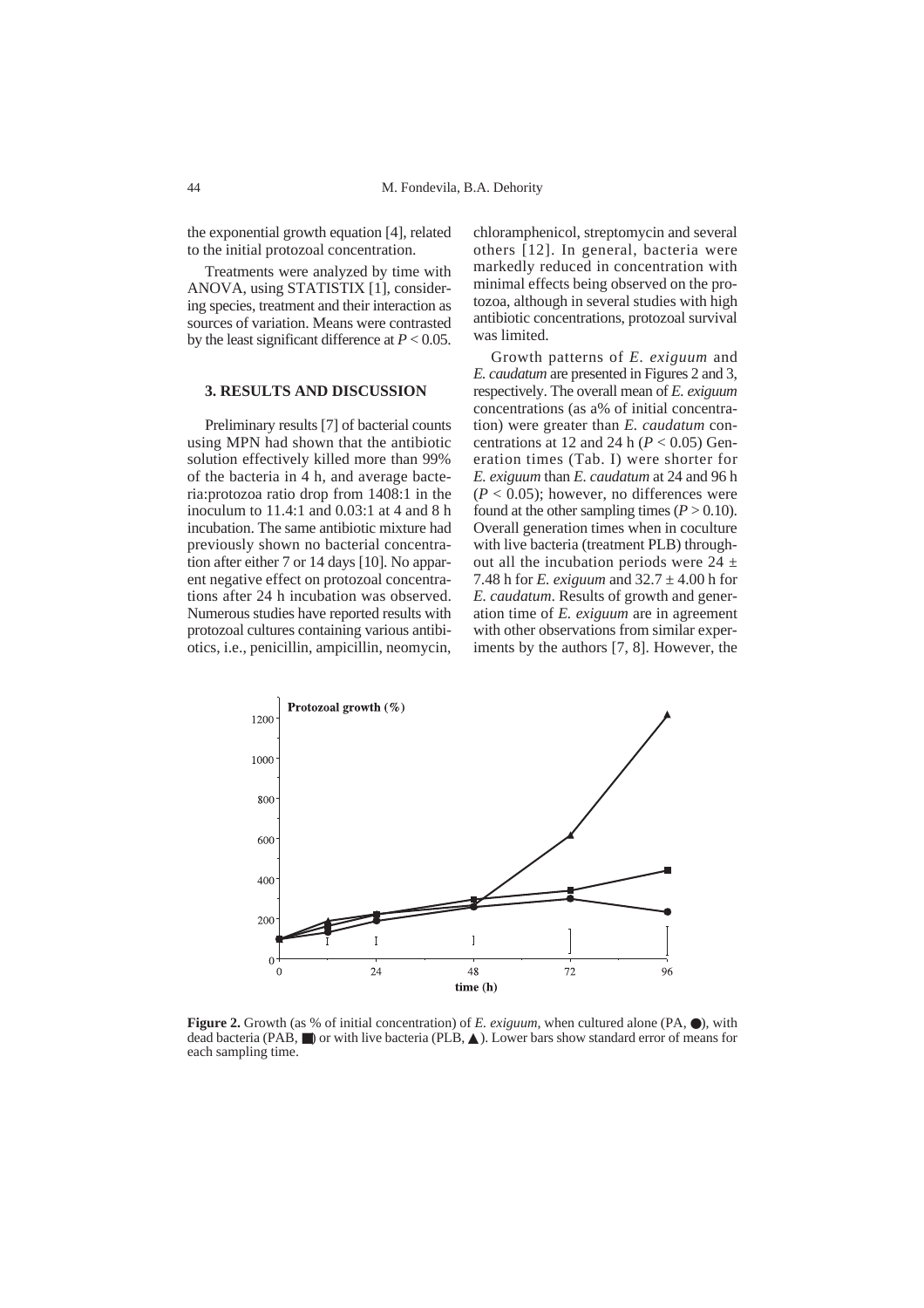the exponential growth equation [4], related to the initial protozoal concentration.

Treatments were analyzed by time with ANOVA, using STATISTIX [1], considering species, treatment and their interaction as sources of variation. Means were contrasted by the least significant difference at $P < 0.05$.

## 3. RESULTS AND DISCUSSION

Preliminary results [7] of bacterial counts using MPN had shown that the antibiotic solution effectively killed more than 99% of the bacteria in 4 h, and average bacteria:protozoa ratio drop from 1408:1 in the inoculum to 11.4:1 and 0.03:1 at 4 and 8 h incubation. The same antibiotic mixture had previously shown no bacterial concentration after either 7 or 14 days [10]. No apparent negative effect on protozoal concentrations after 24 h incubation was observed. Numerous studies have reported results with protozoal cultures containing various antibiotics, i.e., penicillin, ampicillin, neomycin, chloramphenicol, streptomycin and several others [12]. In general, bacteria were markedly reduced in concentration with minimal effects being observed on the protozoa, although in several studies with high antibiotic concentrations, protozoal survival was limited.

Growth patterns of *E. exiguum* and *E. caudatum* are presented in Figures 2 and 3, respectively. The overall mean of *E. exiguum* concentrations (as a% of initial concentration) were greater than *E. caudatum* concentrations at 12 and 24 h ($P < 0.05$) Generation times (Tab. I) were shorter for *E. exiguum* than *E. caudatum* at 24 and 96 h ($P < 0.05$); however, no differences were found at the other sampling times ($P > 0.10$). Overall generation times when in coculture with live bacteria (treatment PLB) throughout all the incubation periods were 24 ± 7.48 h for *E. exiguum* and 32.7 ± 4.00 h for *E. caudatum*. Results of growth and generation time of *E. exiguum* are in agreement with other observations from similar experiments by the authors [7, 8]. However, the

**Figure 2.** Growth (as % of initial concentration) of *E. exiguum*, when cultured alone (PA, ●), with dead bacteria (PAB, ■) or with live bacteria (PLB, ▲). Lower bars show standard error of means for each sampling time.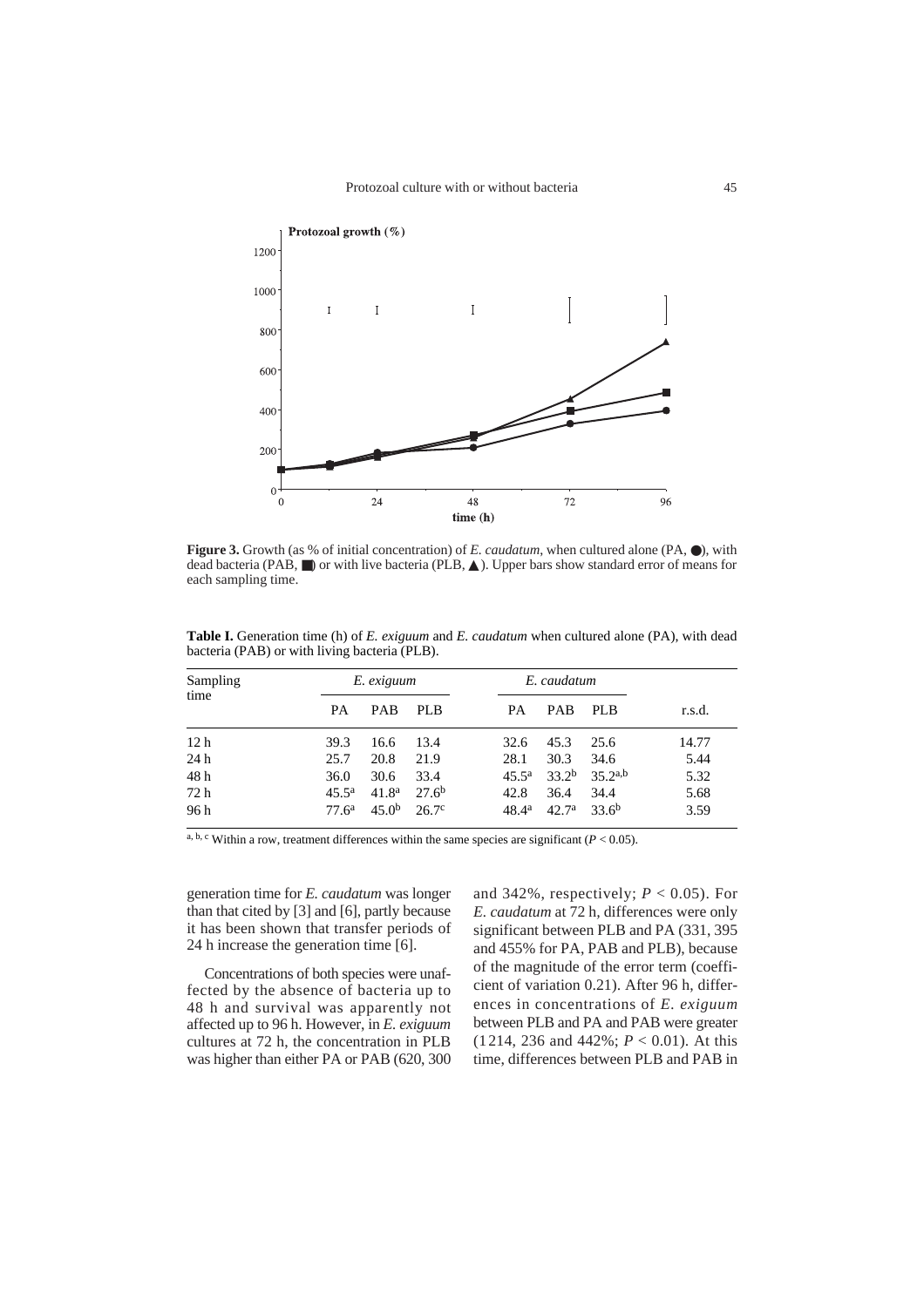**Figure 3.** Growth (as % of initial concentration) of *E. caudatum*, when cultured alone (PA, ●), with dead bacteria (PAB, ■) or with live bacteria (PLB, ▲). Upper bars show standard error of means for each sampling time.

**Table I.** Generation time (h) of *E. exiguum* and *E. caudatum* when cultured alone (PA), with dead bacteria (PAB) or with living bacteria (PLB).

| Sampling time | *E. exiguum* | | | *E. caudatum* | | | r.s.d. |
|---|---|---|---|---|---|---|---|
| | PA | PAB | PLB | PA | PAB | PLB | |
| 12 h | 39.3 | 16.6 | 13.4 | 32.6 | 45.3 | 25.6 | 14.77 |
| 24 h | 25.7 | 20.8 | 21.9 | 28.1 | 30.3 | 34.6 | 5.44 |
| 48 h | 36.0 | 30.6 | 33.4 | 45.5[a] | 33.2[b] | 35.2[a,b] | 5.32 |
| 72 h | 45.5[a] | 41.8[a] | 27.6[b] | 42.8 | 36.4 | 34.4 | 5.68 |
| 96 h | 77.6[a] | 45.0[b] | 26.7[c] | 48.4[a] | 42.7[a] | 33.6[b] | 3.59 |

[a, b, c] Within a row, treatment differences within the same species are significant ($P < 0.05$).

generation time for *E. caudatum* was longer than that cited by [3] and [6], partly because it has been shown that transfer periods of 24 h increase the generation time [6].

Concentrations of both species were unaffected by the absence of bacteria up to 48 h and survival was apparently not affected up to 96 h. However, in *E. exiguum* cultures at 72 h, the concentration in PLB was higher than either PA or PAB (620, 300 and 342%, respectively; $P < 0.05$). For *E. caudatum* at 72 h, differences were only significant between PLB and PA (331, 395 and 455% for PA, PAB and PLB), because of the magnitude of the error term (coefficient of variation 0.21). After 96 h, differences in concentrations of *E. exiguum* between PLB and PA and PAB were greater (1214, 236 and 442%; $P < 0.01$). At this time, differences between PLB and PAB in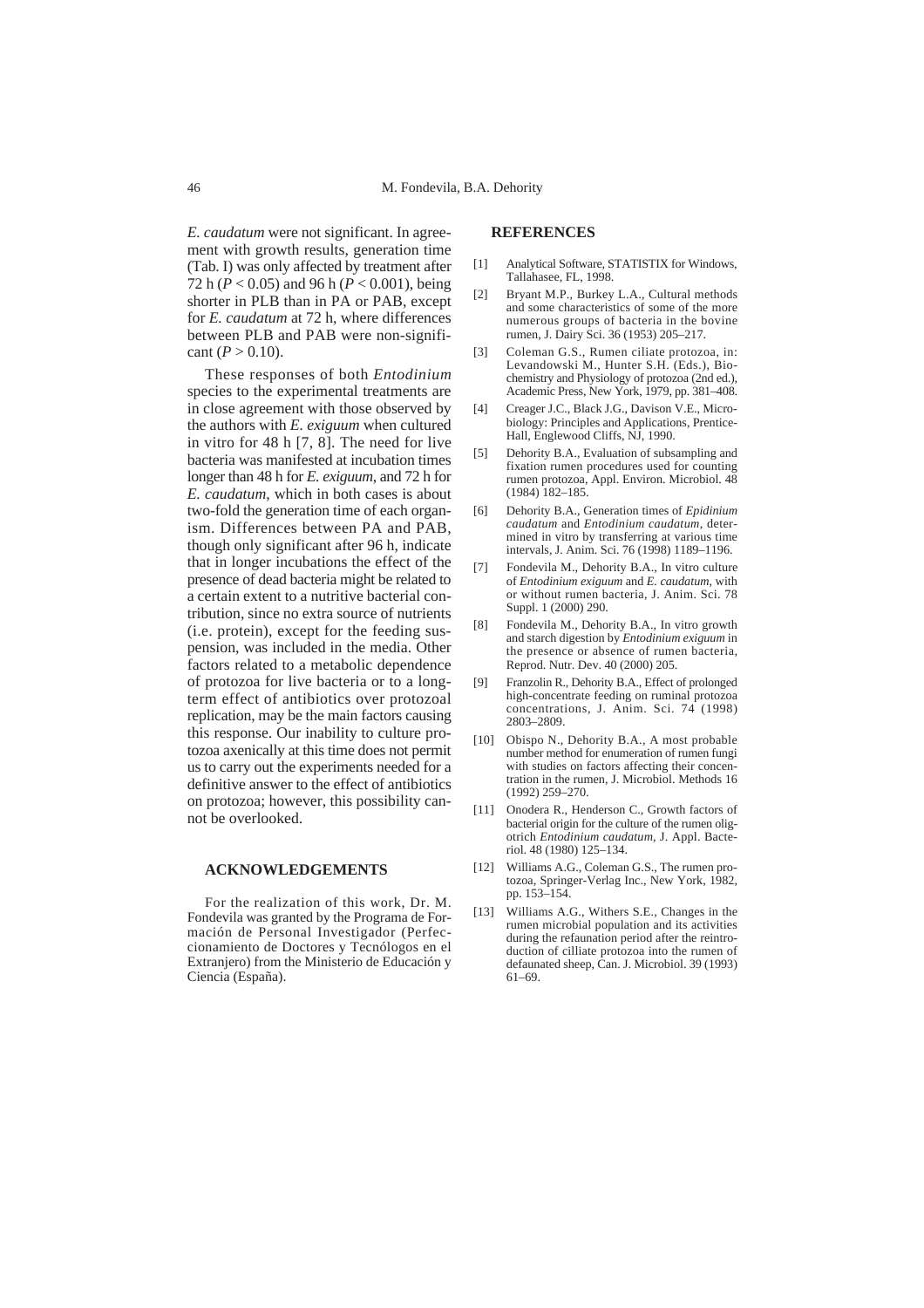*E. caudatum* were not significant. In agreement with growth results, generation time (Tab. I) was only affected by treatment after 72 h ($P < 0.05$) and 96 h ($P < 0.001$), being shorter in PLB than in PA or PAB, except for *E. caudatum* at 72 h, where differences between PLB and PAB were non-significant ($P > 0.10$).

These responses of both *Entodinium* species to the experimental treatments are in close agreement with those observed by the authors with *E. exiguum* when cultured in vitro for 48 h [7, 8]. The need for live bacteria was manifested at incubation times longer than 48 h for *E. exiguum*, and 72 h for *E. caudatum*, which in both cases is about two-fold the generation time of each organism. Differences between PA and PAB, though only significant after 96 h, indicate that in longer incubations the effect of the presence of dead bacteria might be related to a certain extent to a nutritive bacterial contribution, since no extra source of nutrients (i.e. protein), except for the feeding suspension, was included in the media. Other factors related to a metabolic dependence of protozoa for live bacteria or to a long-term effect of antibiotics over protozoal replication, may be the main factors causing this response. Our inability to culture protozoa axenically at this time does not permit us to carry out the experiments needed for a definitive answer to the effect of antibiotics on protozoa; however, this possibility cannot be overlooked.

## ACKNOWLEDGEMENTS

For the realization of this work, Dr. M. Fondevila was granted by the Programa de Formación de Personal Investigador (Perfeccionamiento de Doctores y Tecnólogos en el Extranjero) from the Ministerio de Educación y Ciencia (España).

## REFERENCES

[1] Analytical Software, STATISTIX for Windows, Tallahasee, FL, 1998.

[2] Bryant M.P., Burkey L.A., Cultural methods and some characteristics of some of the more numerous groups of bacteria in the bovine rumen, J. Dairy Sci. 36 (1953) 205–217.

[3] Coleman G.S., Rumen ciliate protozoa, in: Levandowski M., Hunter S.H. (Eds.), Biochemistry and Physiology of protozoa (2nd ed.), Academic Press, New York, 1979, pp. 381–408.

[4] Creager J.C., Black J.G., Davison V.E., Microbiology: Principles and Applications, Prentice-Hall, Englewood Cliffs, NJ, 1990.

[5] Dehority B.A., Evaluation of subsampling and fixation rumen procedures used for counting rumen protozoa, Appl. Environ. Microbiol. 48 (1984) 182–185.

[6] Dehority B.A., Generation times of *Epidinium caudatum* and *Entodinium caudatum*, determined in vitro by transferring at various time intervals, J. Anim. Sci. 76 (1998) 1189–1196.

[7] Fondevila M., Dehority B.A., In vitro culture of *Entodinium exiguum* and *E. caudatum*, with or without rumen bacteria, J. Anim. Sci. 78 Suppl. 1 (2000) 290.

[8] Fondevila M., Dehority B.A., In vitro growth and starch digestion by *Entodinium exiguum* in the presence or absence of rumen bacteria, Reprod. Nutr. Dev. 40 (2000) 205.

[9] Franzolin R., Dehority B.A., Effect of prolonged high-concentrate feeding on ruminal protozoa concentrations, J. Anim. Sci. 74 (1998) 2803–2809.

[10] Obispo N., Dehority B.A., A most probable number method for enumeration of rumen fungi with studies on factors affecting their concentration in the rumen, J. Microbiol. Methods 16 (1992) 259–270.

[11] Onodera R., Henderson C., Growth factors of bacterial origin for the culture of the rumen oligotrich *Entodinium caudatum*, J. Appl. Bacteriol. 48 (1980) 125–134.

[12] Williams A.G., Coleman G.S., The rumen protozoa, Springer-Verlag Inc., New York, 1982, pp. 153–154.

[13] Williams A.G., Withers S.E., Changes in the rumen microbial population and its activities during the refaunation period after the reintroduction of cilliate protozoa into the rumen of defaunated sheep, Can. J. Microbiol. 39 (1993) 61–69.